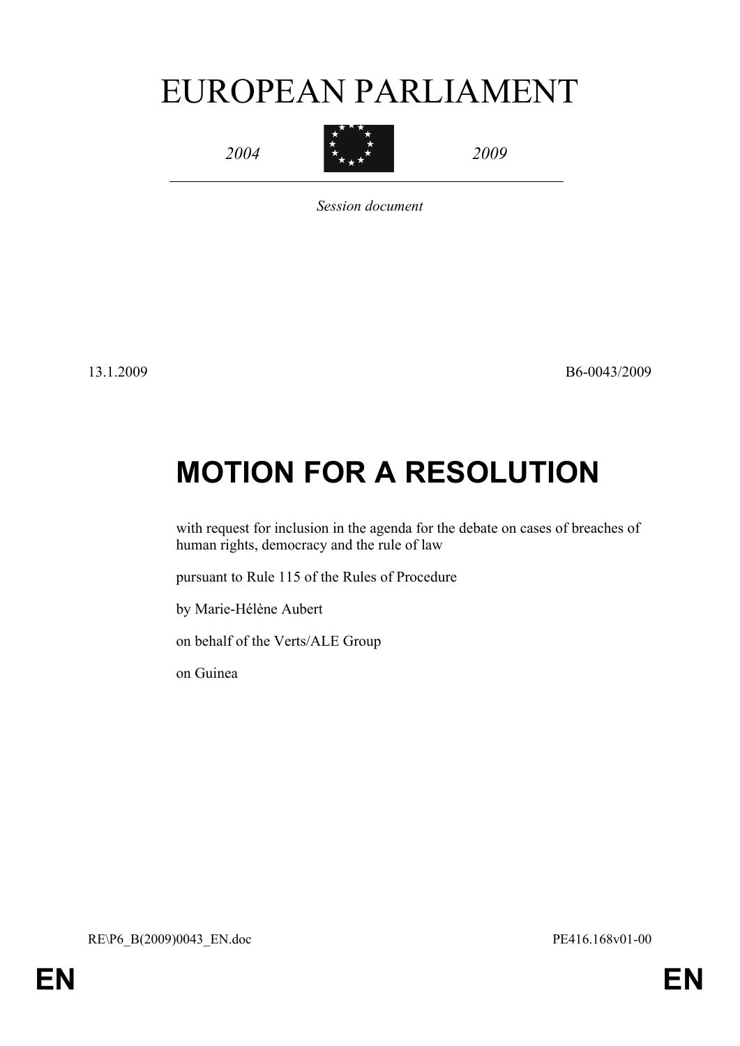# EUROPEAN PARLIAMENT

*2004* *2009*

*Session document*

13.1.2009 B6-0043/2009

# MOTION FOR A RESOLUTION

with request for inclusion in the agenda for the debate on cases of breaches of human rights, democracy and the rule of law

pursuant to Rule 115 of the Rules of Procedure

by Marie-Hélène Aubert

on behalf of the Verts/ALE Group

on Guinea

RE\P6_B(2009)0043_EN.doc PE416.168v01-00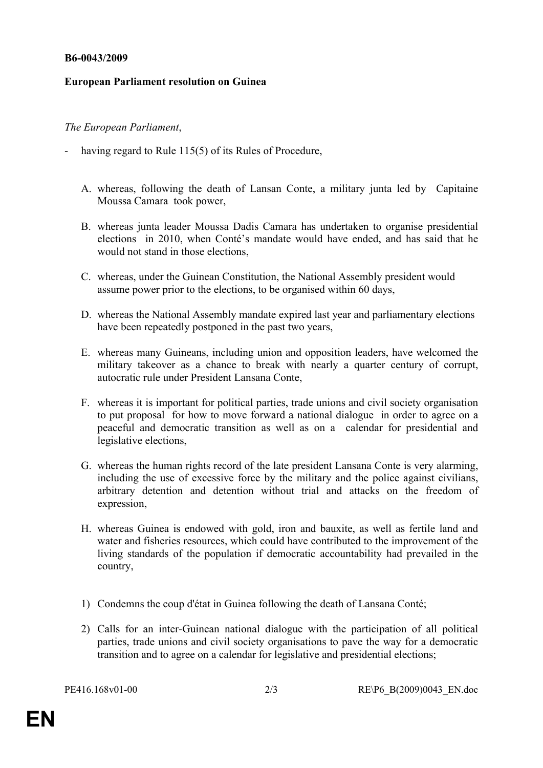**B6-0043/2009**

**European Parliament resolution on Guinea**

*The European Parliament*,

- having regard to Rule 115(5) of its Rules of Procedure,

A. whereas, following the death of Lansan Conte, a military junta led by Capitaine Moussa Camara took power,

B. whereas junta leader Moussa Dadis Camara has undertaken to organise presidential elections in 2010, when Conté's mandate would have ended, and has said that he would not stand in those elections,

C. whereas, under the Guinean Constitution, the National Assembly president would assume power prior to the elections, to be organised within 60 days,

D. whereas the National Assembly mandate expired last year and parliamentary elections have been repeatedly postponed in the past two years,

E. whereas many Guineans, including union and opposition leaders, have welcomed the military takeover as a chance to break with nearly a quarter century of corrupt, autocratic rule under President Lansana Conte,

F. whereas it is important for political parties, trade unions and civil society organisation to put proposal for how to move forward a national dialogue in order to agree on a peaceful and democratic transition as well as on a calendar for presidential and legislative elections,

G. whereas the human rights record of the late president Lansana Conte is very alarming, including the use of excessive force by the military and the police against civilians, arbitrary detention and detention without trial and attacks on the freedom of expression,

H. whereas Guinea is endowed with gold, iron and bauxite, as well as fertile land and water and fisheries resources, which could have contributed to the improvement of the living standards of the population if democratic accountability had prevailed in the country,

1) Condemns the coup d'état in Guinea following the death of Lansana Conté;

2) Calls for an inter-Guinean national dialogue with the participation of all political parties, trade unions and civil society organisations to pave the way for a democratic transition and to agree on a calendar for legislative and presidential elections;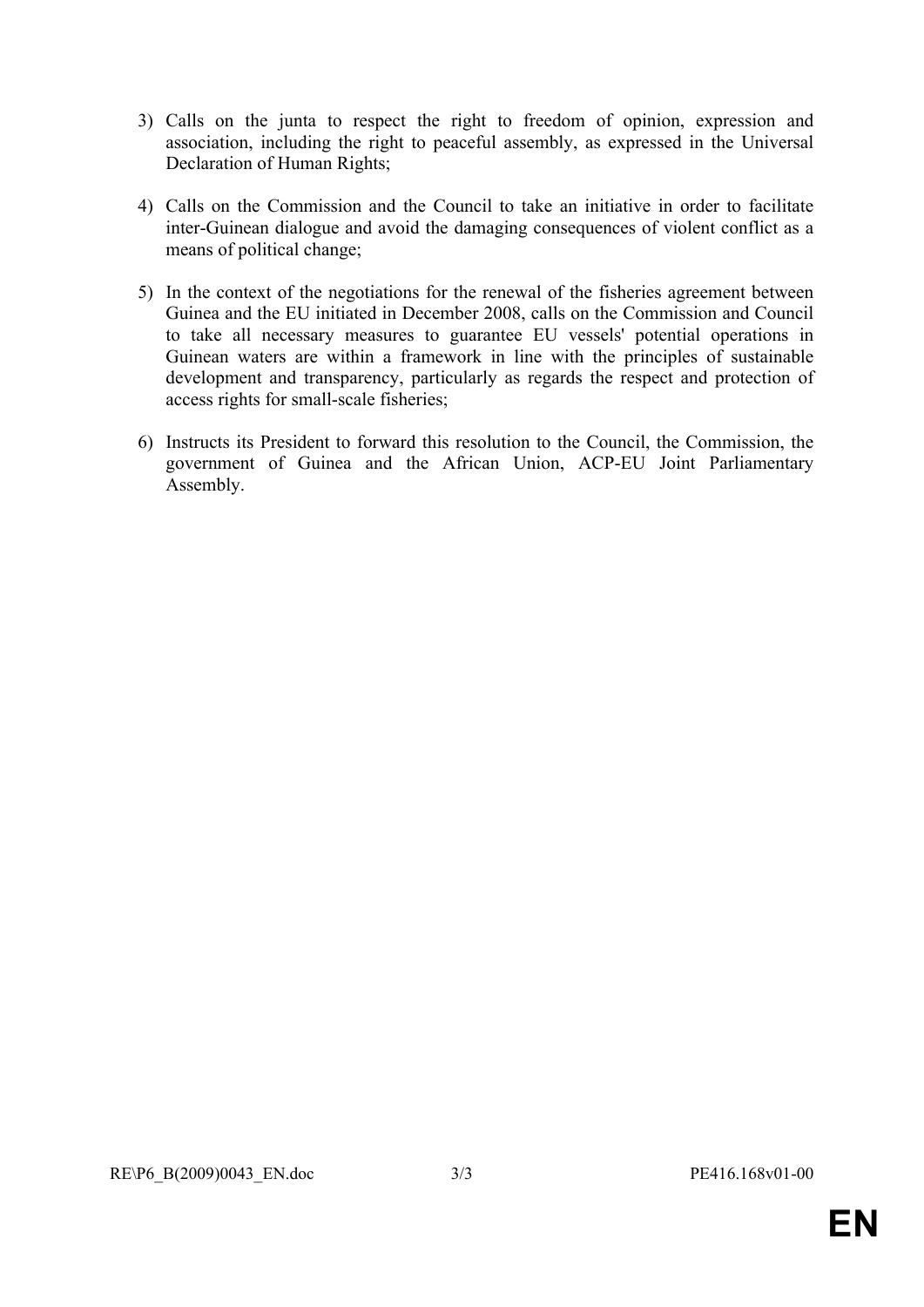3) Calls on the junta to respect the right to freedom of opinion, expression and association, including the right to peaceful assembly, as expressed in the Universal Declaration of Human Rights;

4) Calls on the Commission and the Council to take an initiative in order to facilitate inter-Guinean dialogue and avoid the damaging consequences of violent conflict as a means of political change;

5) In the context of the negotiations for the renewal of the fisheries agreement between Guinea and the EU initiated in December 2008, calls on the Commission and Council to take all necessary measures to guarantee EU vessels' potential operations in Guinean waters are within a framework in line with the principles of sustainable development and transparency, particularly as regards the respect and protection of access rights for small-scale fisheries;

6) Instructs its President to forward this resolution to the Council, the Commission, the government of Guinea and the African Union, ACP-EU Joint Parliamentary Assembly.